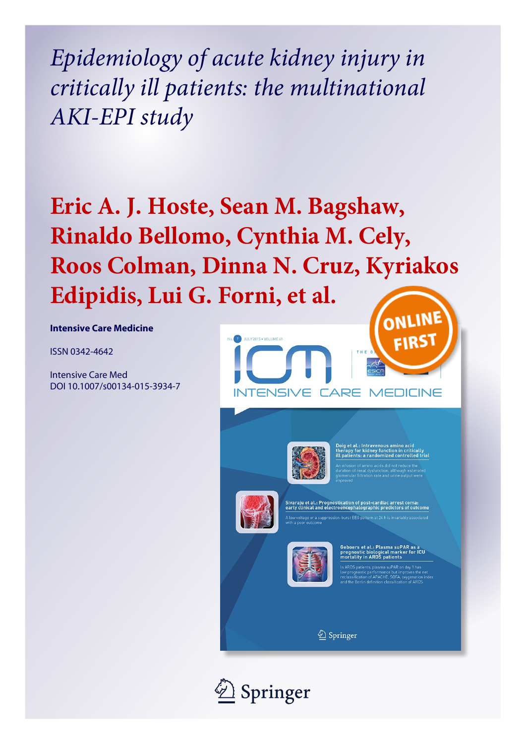*Epidemiology of acute kidney injury in critically ill patients: the multinational AKI-EPI study*

# Eric A. J. Hoste, Sean M. Bagshaw, Rinaldo Bellomo, Cynthia M. Cely, Roos Colman, Dinna N. Cruz, Kyriakos Edipidis, Lui G. Forni, et al.

**Intensive Care Medicine**

ISSN 0342-4642

Intensive Care Med
DOI 10.1007/s00134-015-3934-7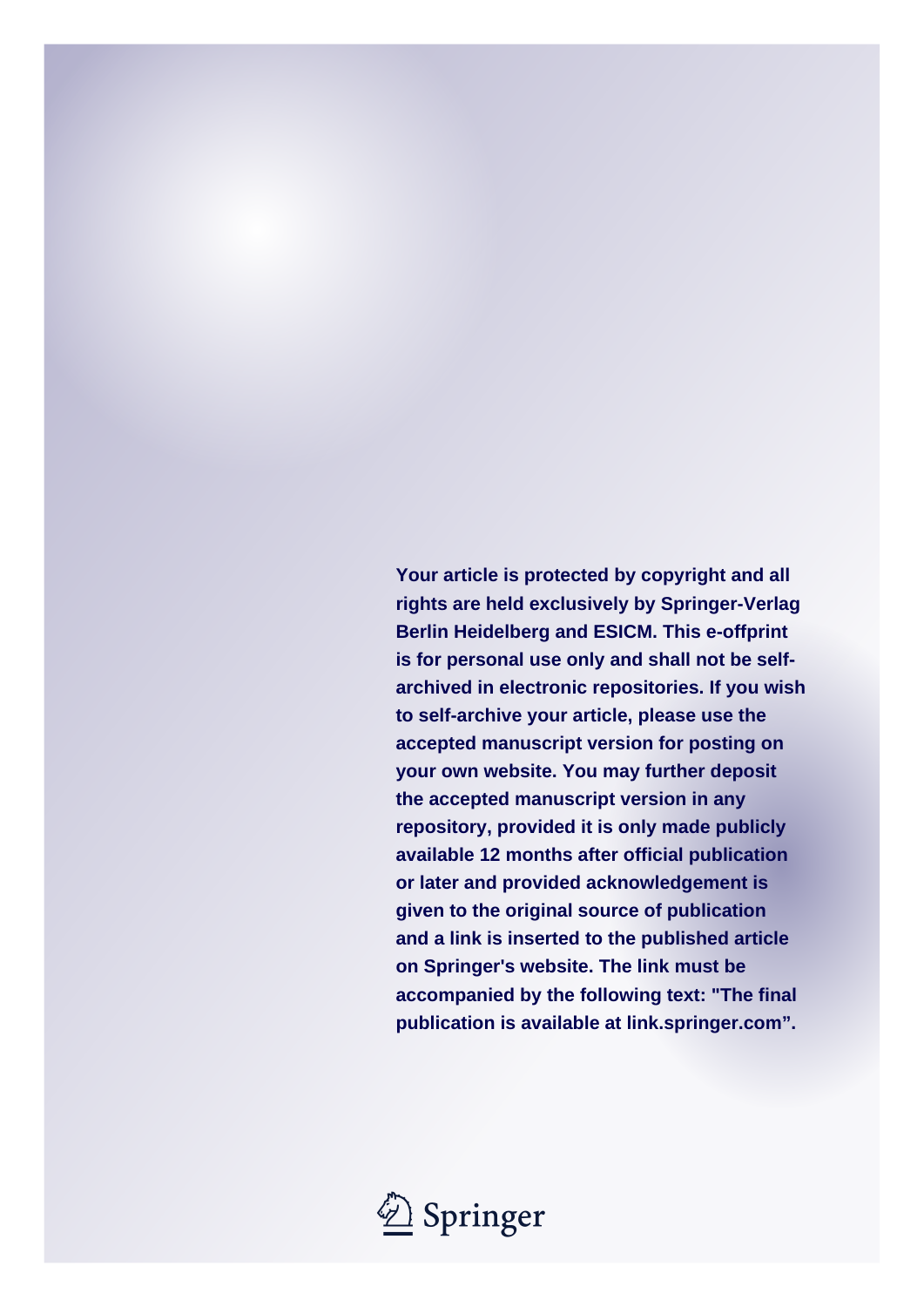**Your article is protected by copyright and all rights are held exclusively by Springer-Verlag Berlin Heidelberg and ESICM. This e-offprint is for personal use only and shall not be self-archived in electronic repositories. If you wish to self-archive your article, please use the accepted manuscript version for posting on your own website. You may further deposit the accepted manuscript version in any repository, provided it is only made publicly available 12 months after official publication or later and provided acknowledgement is given to the original source of publication and a link is inserted to the published article on Springer's website. The link must be accompanied by the following text: "The final publication is available at link.springer.com".**

Springer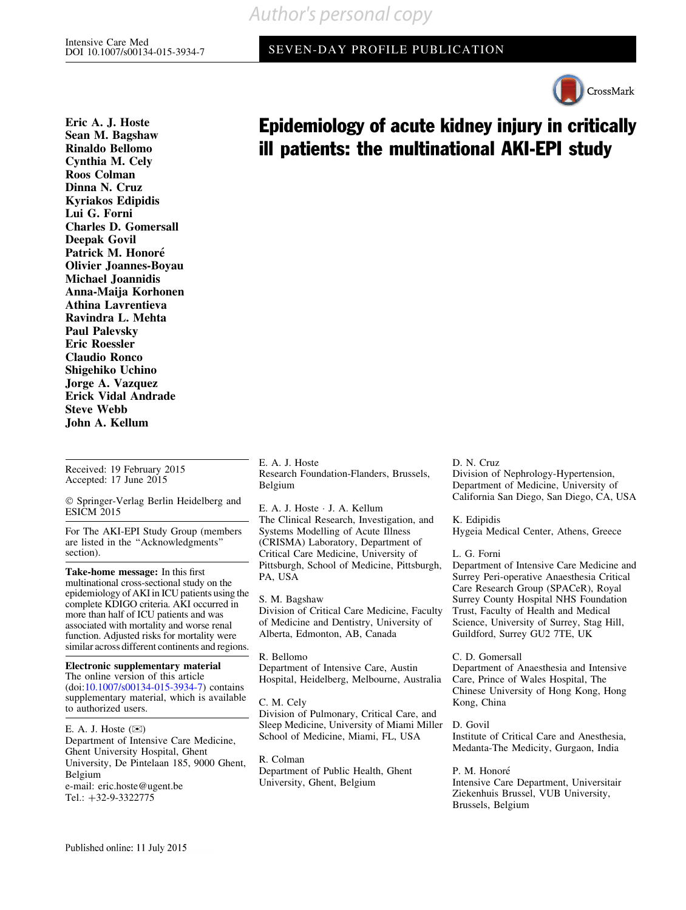# Epidemiology of acute kidney injury in critically ill patients: the multinational AKI-EPI study

**Eric A. J. Hoste**
**Sean M. Bagshaw**
**Rinaldo Bellomo**
**Cynthia M. Cely**
**Roos Colman**
**Dinna N. Cruz**
**Kyriakos Edipidis**
**Lui G. Forni**
**Charles D. Gomersall**
**Deepak Govil**
**Patrick M. Honoré**
**Olivier Joannes-Boyau**
**Michael Joannidis**
**Anna-Maija Korhonen**
**Athina Lavrentieva**
**Ravindra L. Mehta**
**Paul Palevsky**
**Eric Roessler**
**Claudio Ronco**
**Shigehiko Uchino**
**Jorge A. Vazquez**
**Erick Vidal Andrade**
**Steve Webb**
**John A. Kellum**

Received: 19 February 2015
Accepted: 17 June 2015

© Springer-Verlag Berlin Heidelberg and ESICM 2015

For The AKI-EPI Study Group (members are listed in the "Acknowledgments" section).

**Take-home message:** In this first multinational cross-sectional study on the epidemiology of AKI in ICU patients using the complete KDIGO criteria. AKI occurred in more than half of ICU patients and was associated with mortality and worse renal function. Adjusted risks for mortality were similar across different continents and regions.

**Electronic supplementary material**
The online version of this article (doi:10.1007/s00134-015-3934-7) contains supplementary material, which is available to authorized users.

E. A. J. Hoste (✉)
Department of Intensive Care Medicine, Ghent University Hospital, Ghent University, De Pintelaan 185, 9000 Ghent, Belgium
e-mail: eric.hoste@ugent.be
Tel.: +32-9-3322775

E. A. J. Hoste
Research Foundation-Flanders, Brussels, Belgium

E. A. J. Hoste · J. A. Kellum
The Clinical Research, Investigation, and Systems Modelling of Acute Illness (CRISMA) Laboratory, Department of Critical Care Medicine, University of Pittsburgh, School of Medicine, Pittsburgh, PA, USA

S. M. Bagshaw
Division of Critical Care Medicine, Faculty of Medicine and Dentistry, University of Alberta, Edmonton, AB, Canada

R. Bellomo
Department of Intensive Care, Austin Hospital, Heidelberg, Melbourne, Australia

C. M. Cely
Division of Pulmonary, Critical Care, and Sleep Medicine, University of Miami Miller School of Medicine, Miami, FL, USA

R. Colman
Department of Public Health, Ghent University, Ghent, Belgium

D. N. Cruz
Division of Nephrology-Hypertension, Department of Medicine, University of California San Diego, San Diego, CA, USA

K. Edipidis
Hygeia Medical Center, Athens, Greece

L. G. Forni
Department of Intensive Care Medicine and Surrey Peri-operative Anaesthesia Critical Care Research Group (SPACeR), Royal Surrey County Hospital NHS Foundation Trust, Faculty of Health and Medical Science, University of Surrey, Stag Hill, Guildford, Surrey GU2 7TE, UK

C. D. Gomersall
Department of Anaesthesia and Intensive Care, Prince of Wales Hospital, The Chinese University of Hong Kong, Hong Kong, China

D. Govil
Institute of Critical Care and Anesthesia, Medanta-The Medicity, Gurgaon, India

P. M. Honoré
Intensive Care Department, Universitair Ziekenhuis Brussel, VUB University, Brussels, Belgium

Published online: 11 July 2015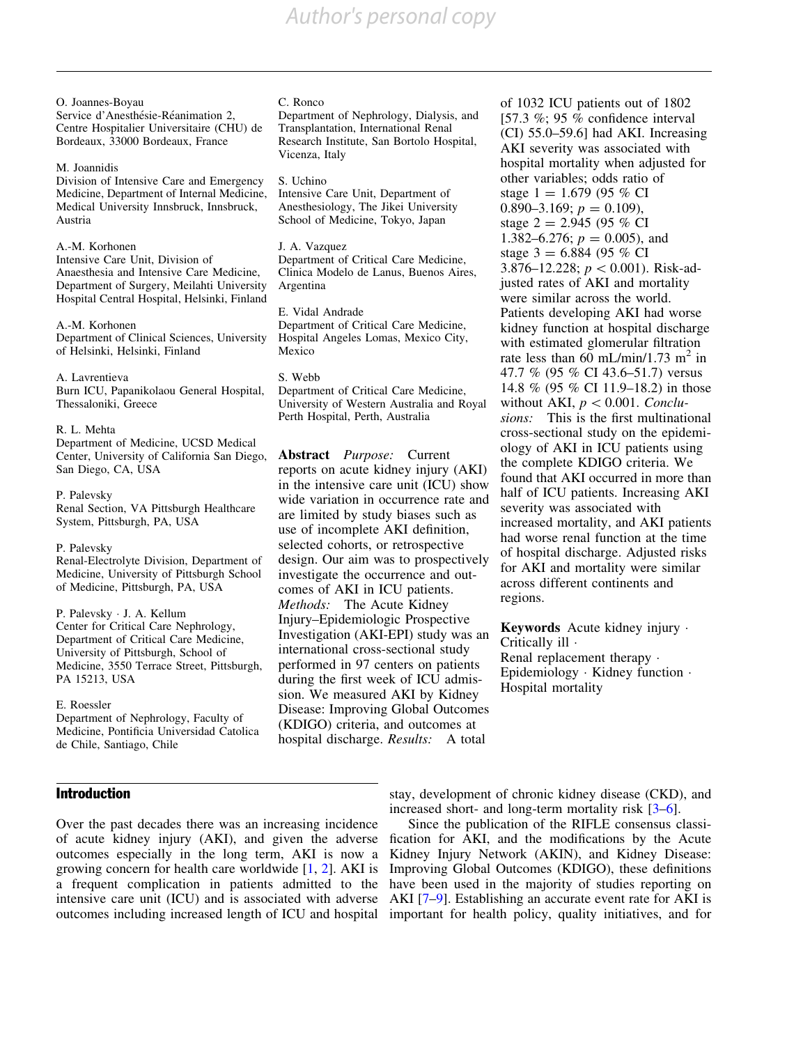O. Joannes-Boyau
Service d'Anesthésie-Réanimation 2, Centre Hospitalier Universitaire (CHU) de Bordeaux, 33000 Bordeaux, France

M. Joannidis
Division of Intensive Care and Emergency Medicine, Department of Internal Medicine, Medical University Innsbruck, Innsbruck, Austria

A.-M. Korhonen
Intensive Care Unit, Division of Anaesthesia and Intensive Care Medicine, Department of Surgery, Meilahti University Hospital Central Hospital, Helsinki, Finland

A.-M. Korhonen
Department of Clinical Sciences, University of Helsinki, Helsinki, Finland

A. Lavrentieva
Burn ICU, Papanikolaou General Hospital, Thessaloniki, Greece

R. L. Mehta
Department of Medicine, UCSD Medical Center, University of California San Diego, San Diego, CA, USA

P. Palevsky
Renal Section, VA Pittsburgh Healthcare System, Pittsburgh, PA, USA

P. Palevsky
Renal-Electrolyte Division, Department of Medicine, University of Pittsburgh School of Medicine, Pittsburgh, PA, USA

P. Palevsky · J. A. Kellum
Center for Critical Care Nephrology, Department of Critical Care Medicine, University of Pittsburgh, School of Medicine, 3550 Terrace Street, Pittsburgh, PA 15213, USA

E. Roessler
Department of Nephrology, Faculty of Medicine, Pontificia Universidad Catolica de Chile, Santiago, Chile

C. Ronco
Department of Nephrology, Dialysis, and Transplantation, International Renal Research Institute, San Bortolo Hospital, Vicenza, Italy

S. Uchino
Intensive Care Unit, Department of Anesthesiology, The Jikei University School of Medicine, Tokyo, Japan

J. A. Vazquez
Department of Critical Care Medicine, Clinica Modelo de Lanus, Buenos Aires, Argentina

E. Vidal Andrade
Department of Critical Care Medicine, Hospital Angeles Lomas, Mexico City, Mexico

S. Webb
Department of Critical Care Medicine, University of Western Australia and Royal Perth Hospital, Perth, Australia

**Abstract** *Purpose:* Current reports on acute kidney injury (AKI) in the intensive care unit (ICU) show wide variation in occurrence rate and are limited by study biases such as use of incomplete AKI definition, selected cohorts, or retrospective design. Our aim was to prospectively investigate the occurrence and outcomes of AKI in ICU patients. *Methods:* The Acute Kidney Injury–Epidemiologic Prospective Investigation (AKI-EPI) study was an international cross-sectional study performed in 97 centers on patients during the first week of ICU admission. We measured AKI by Kidney Disease: Improving Global Outcomes (KDIGO) criteria, and outcomes at hospital discharge. *Results:* A total of 1032 ICU patients out of 1802 [57.3 %; 95 % confidence interval (CI) 55.0–59.6] had AKI. Increasing AKI severity was associated with hospital mortality when adjusted for other variables; odds ratio of stage 1 = 1.679 (95 % CI 0.890–3.169; $p = 0.109$), stage 2 = 2.945 (95 % CI 1.382–6.276; $p = 0.005$), and stage 3 = 6.884 (95 % CI 3.876–12.228; $p < 0.001$). Risk-adjusted rates of AKI and mortality were similar across the world. Patients developing AKI had worse kidney function at hospital discharge with estimated glomerular filtration rate less than 60 mL/min/1.73 $m^2$ in 47.7 % (95 % CI 43.6–51.7) versus 14.8 % (95 % CI 11.9–18.2) in those without AKI, $p < 0.001$. *Conclusions:* This is the first multinational cross-sectional study on the epidemiology of AKI in ICU patients using the complete KDIGO criteria. We found that AKI occurred in more than half of ICU patients. Increasing AKI severity was associated with increased mortality, and AKI patients had worse renal function at the time of hospital discharge. Adjusted risks for AKI and mortality were similar across different continents and regions.

**Keywords** Acute kidney injury · Critically ill · Renal replacement therapy · Epidemiology · Kidney function · Hospital mortality

## Introduction

Over the past decades there was an increasing incidence of acute kidney injury (AKI), and given the adverse outcomes especially in the long term, AKI is now a growing concern for health care worldwide [1, 2]. AKI is a frequent complication in patients admitted to the intensive care unit (ICU) and is associated with adverse outcomes including increased length of ICU and hospital stay, development of chronic kidney disease (CKD), and increased short- and long-term mortality risk [3–6].

Since the publication of the RIFLE consensus classification for AKI, and the modifications by the Acute Kidney Injury Network (AKIN), and Kidney Disease: Improving Global Outcomes (KDIGO), these definitions have been used in the majority of studies reporting on AKI [7–9]. Establishing an accurate event rate for AKI is important for health policy, quality initiatives, and for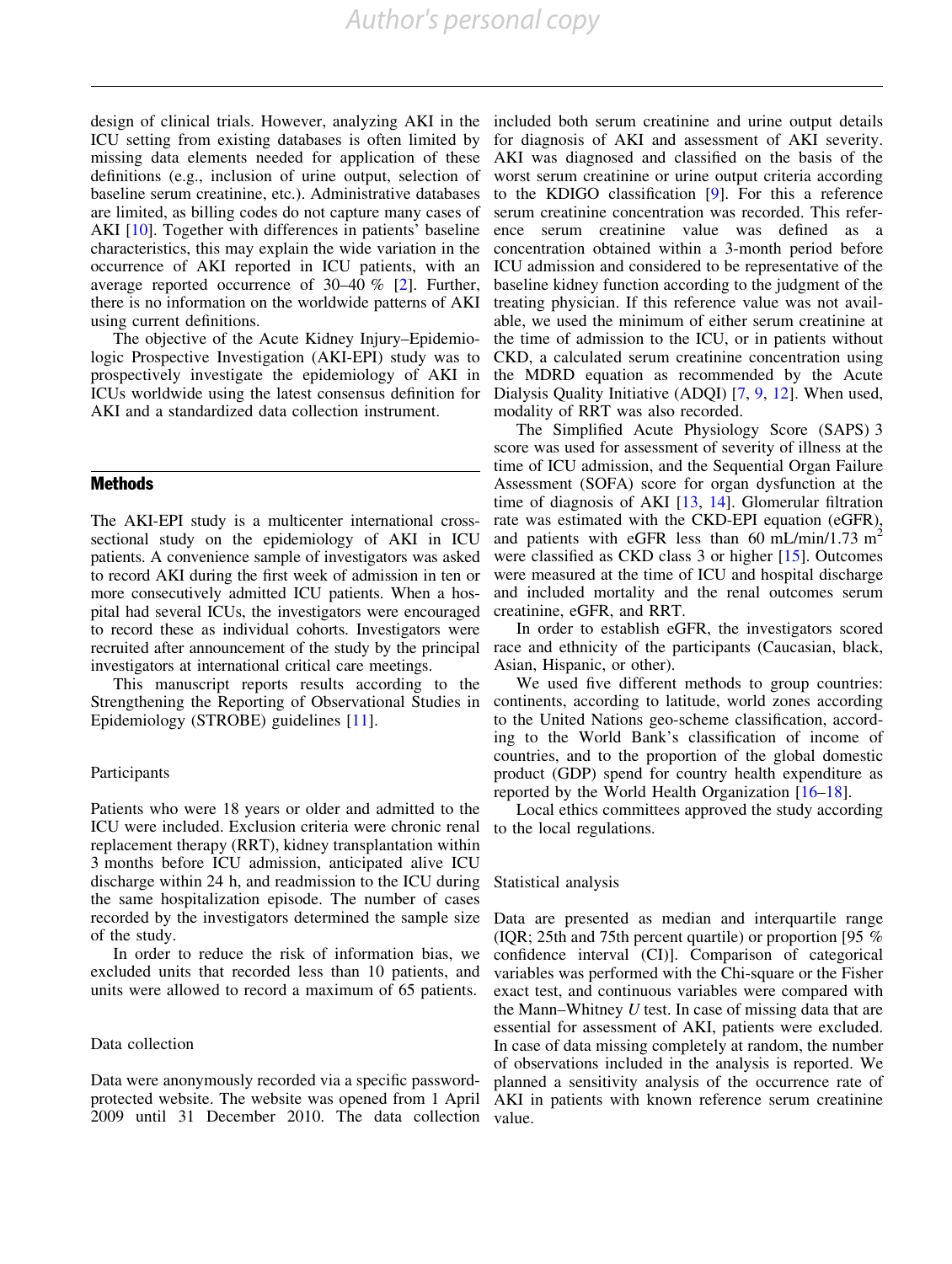design of clinical trials. However, analyzing AKI in the ICU setting from existing databases is often limited by missing data elements needed for application of these definitions (e.g., inclusion of urine output, selection of baseline serum creatinine, etc.). Administrative databases are limited, as billing codes do not capture many cases of AKI [10]. Together with differences in patients' baseline characteristics, this may explain the wide variation in the occurrence of AKI reported in ICU patients, with an average reported occurrence of 30–40 % [2]. Further, there is no information on the worldwide patterns of AKI using current definitions.

The objective of the Acute Kidney Injury–Epidemiologic Prospective Investigation (AKI-EPI) study was to prospectively investigate the epidemiology of AKI in ICUs worldwide using the latest consensus definition for AKI and a standardized data collection instrument.

## Methods

The AKI-EPI study is a multicenter international cross-sectional study on the epidemiology of AKI in ICU patients. A convenience sample of investigators was asked to record AKI during the first week of admission in ten or more consecutively admitted ICU patients. When a hospital had several ICUs, the investigators were encouraged to record these as individual cohorts. Investigators were recruited after announcement of the study by the principal investigators at international critical care meetings.

This manuscript reports results according to the Strengthening the Reporting of Observational Studies in Epidemiology (STROBE) guidelines [11].

### Participants

Patients who were 18 years or older and admitted to the ICU were included. Exclusion criteria were chronic renal replacement therapy (RRT), kidney transplantation within 3 months before ICU admission, anticipated alive ICU discharge within 24 h, and readmission to the ICU during the same hospitalization episode. The number of cases recorded by the investigators determined the sample size of the study.

In order to reduce the risk of information bias, we excluded units that recorded less than 10 patients, and units were allowed to record a maximum of 65 patients.

### Data collection

Data were anonymously recorded via a specific password-protected website. The website was opened from 1 April 2009 until 31 December 2010. The data collection included both serum creatinine and urine output details for diagnosis of AKI and assessment of AKI severity. AKI was diagnosed and classified on the basis of the worst serum creatinine or urine output criteria according to the KDIGO classification [9]. For this a reference serum creatinine concentration was recorded. This reference serum creatinine value was defined as a concentration obtained within a 3-month period before ICU admission and considered to be representative of the baseline kidney function according to the judgment of the treating physician. If this reference value was not available, we used the minimum of either serum creatinine at the time of admission to the ICU, or in patients without CKD, a calculated serum creatinine concentration using the MDRD equation as recommended by the Acute Dialysis Quality Initiative (ADQI) [7, 9, 12]. When used, modality of RRT was also recorded.

The Simplified Acute Physiology Score (SAPS) 3 score was used for assessment of severity of illness at the time of ICU admission, and the Sequential Organ Failure Assessment (SOFA) score for organ dysfunction at the time of diagnosis of AKI [13, 14]. Glomerular filtration rate was estimated with the CKD-EPI equation (eGFR), and patients with eGFR less than 60 mL/min/1.73 $m^2$ were classified as CKD class 3 or higher [15]. Outcomes were measured at the time of ICU and hospital discharge and included mortality and the renal outcomes serum creatinine, eGFR, and RRT.

In order to establish eGFR, the investigators scored race and ethnicity of the participants (Caucasian, black, Asian, Hispanic, or other).

We used five different methods to group countries: continents, according to latitude, world zones according to the United Nations geo-scheme classification, according to the World Bank's classification of income of countries, and to the proportion of the global domestic product (GDP) spend for country health expenditure as reported by the World Health Organization [16–18].

Local ethics committees approved the study according to the local regulations.

### Statistical analysis

Data are presented as median and interquartile range (IQR; 25th and 75th percent quartile) or proportion [95 % confidence interval (CI)]. Comparison of categorical variables was performed with the Chi-square or the Fisher exact test, and continuous variables were compared with the Mann–Whitney *U* test. In case of missing data that are essential for assessment of AKI, patients were excluded. In case of data missing completely at random, the number of observations included in the analysis is reported. We planned a sensitivity analysis of the occurrence rate of AKI in patients with known reference serum creatinine value.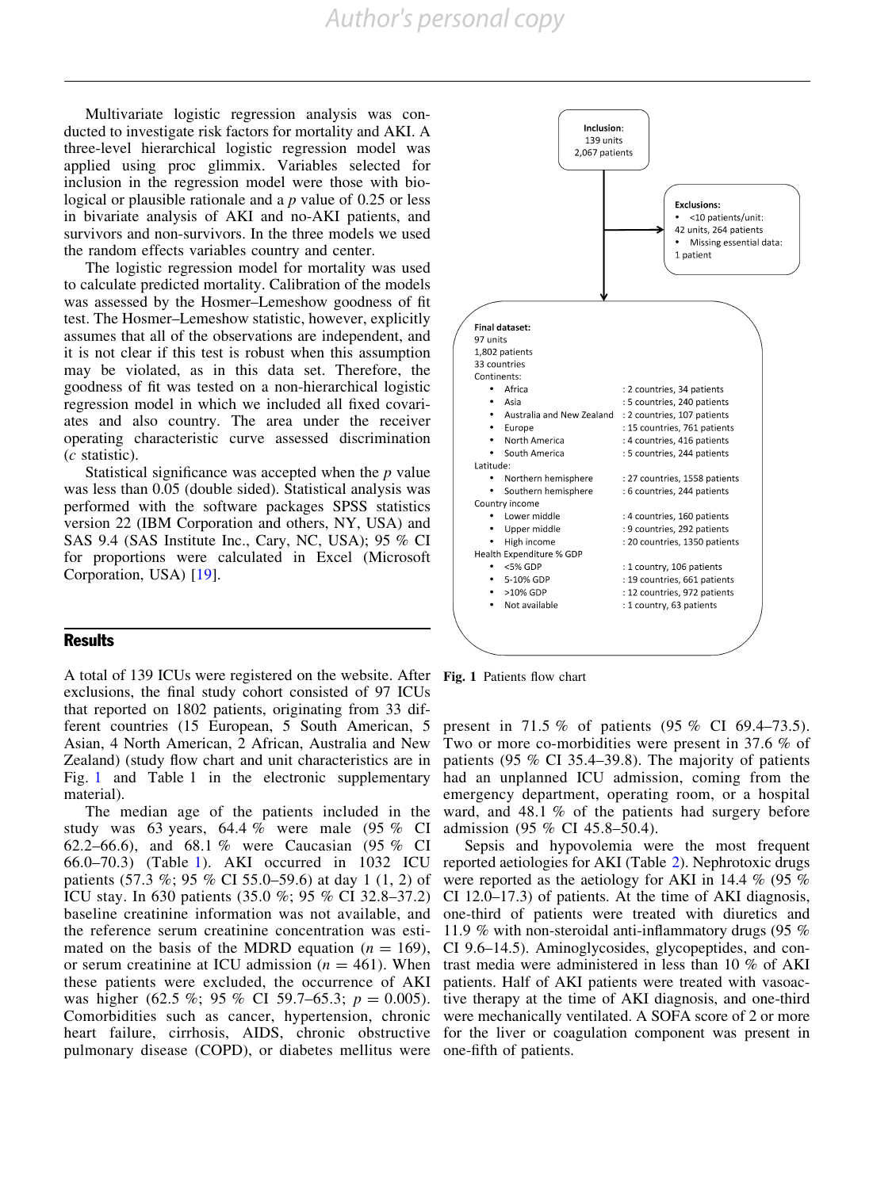Multivariate logistic regression analysis was conducted to investigate risk factors for mortality and AKI. A three-level hierarchical logistic regression model was applied using proc glimmix. Variables selected for inclusion in the regression model were those with biological or plausible rationale and a $p$ value of 0.25 or less in bivariate analysis of AKI and no-AKI patients, and survivors and non-survivors. In the three models we used the random effects variables country and center.

The logistic regression model for mortality was used to calculate predicted mortality. Calibration of the models was assessed by the Hosmer–Lemeshow goodness of fit test. The Hosmer–Lemeshow statistic, however, explicitly assumes that all of the observations are independent, and it is not clear if this test is robust when this assumption may be violated, as in this data set. Therefore, the goodness of fit was tested on a non-hierarchical logistic regression model in which we included all fixed covariates and also country. The area under the receiver operating characteristic curve assessed discrimination ($c$ statistic).

Statistical significance was accepted when the $p$ value was less than 0.05 (double sided). Statistical analysis was performed with the software packages SPSS statistics version 22 (IBM Corporation and others, NY, USA) and SAS 9.4 (SAS Institute Inc., Cary, NC, USA); 95 % CI for proportions were calculated in Excel (Microsoft Corporation, USA) [19].

**Inclusion**: 139 units, 2,067 patients

**Exclusions:**
- <10 patients/unit: 42 units, 264 patients
- Missing essential data: 1 patient

**Final dataset:**
97 units
1,802 patients
33 countries

Continents:
- Africa : 2 countries, 34 patients
- Asia : 5 countries, 240 patients
- Australia and New Zealand : 2 countries, 107 patients
- Europe : 15 countries, 761 patients
- North America : 4 countries, 416 patients
- South America : 5 countries, 244 patients

Latitude:
- Northern hemisphere : 27 countries, 1558 patients
- Southern hemisphere : 6 countries, 244 patients

Country income
- Lower middle : 4 countries, 160 patients
- Upper middle : 9 countries, 292 patients
- High income : 20 countries, 1350 patients

Health Expenditure % GDP
- <5% GDP : 1 country, 106 patients
- 5-10% GDP : 19 countries, 661 patients
- >10% GDP : 12 countries, 972 patients
- Not available : 1 country, 63 patients

**Fig. 1** Patients flow chart

## Results

A total of 139 ICUs were registered on the website. After exclusions, the final study cohort consisted of 97 ICUs that reported on 1802 patients, originating from 33 different countries (15 European, 5 South American, 5 Asian, 4 North American, 2 African, Australia and New Zealand) (study flow chart and unit characteristics are in Fig. 1 and Table 1 in the electronic supplementary material).

The median age of the patients included in the study was 63 years, 64.4 % were male (95 % CI 62.2–66.6), and 68.1 % were Caucasian (95 % CI 66.0–70.3) (Table 1). AKI occurred in 1032 ICU patients (57.3 %; 95 % CI 55.0–59.6) at day 1 (1, 2) of ICU stay. In 630 patients (35.0 %; 95 % CI 32.8–37.2) baseline creatinine information was not available, and the reference serum creatinine concentration was estimated on the basis of the MDRD equation ($n = 169$), or serum creatinine at ICU admission ($n = 461$). When these patients were excluded, the occurrence of AKI was higher (62.5 %; 95 % CI 59.7–65.3; $p = 0.005$). Comorbidities such as cancer, hypertension, chronic heart failure, cirrhosis, AIDS, chronic obstructive pulmonary disease (COPD), or diabetes mellitus were present in 71.5 % of patients (95 % CI 69.4–73.5). Two or more co-morbidities were present in 37.6 % of patients (95 % CI 35.4–39.8). The majority of patients had an unplanned ICU admission, coming from the emergency department, operating room, or a hospital ward, and 48.1 % of the patients had surgery before admission (95 % CI 45.8–50.4).

Sepsis and hypovolemia were the most frequent reported aetiologies for AKI (Table 2). Nephrotoxic drugs were reported as the aetiology for AKI in 14.4 % (95 % CI 12.0–17.3) of patients. At the time of AKI diagnosis, one-third of patients were treated with diuretics and 11.9 % with non-steroidal anti-inflammatory drugs (95 % CI 9.6–14.5). Aminoglycosides, glycopeptides, and contrast media were administered in less than 10 % of AKI patients. Half of AKI patients were treated with vasoactive therapy at the time of AKI diagnosis, and one-third were mechanically ventilated. A SOFA score of 2 or more for the liver or coagulation component was present in one-fifth of patients.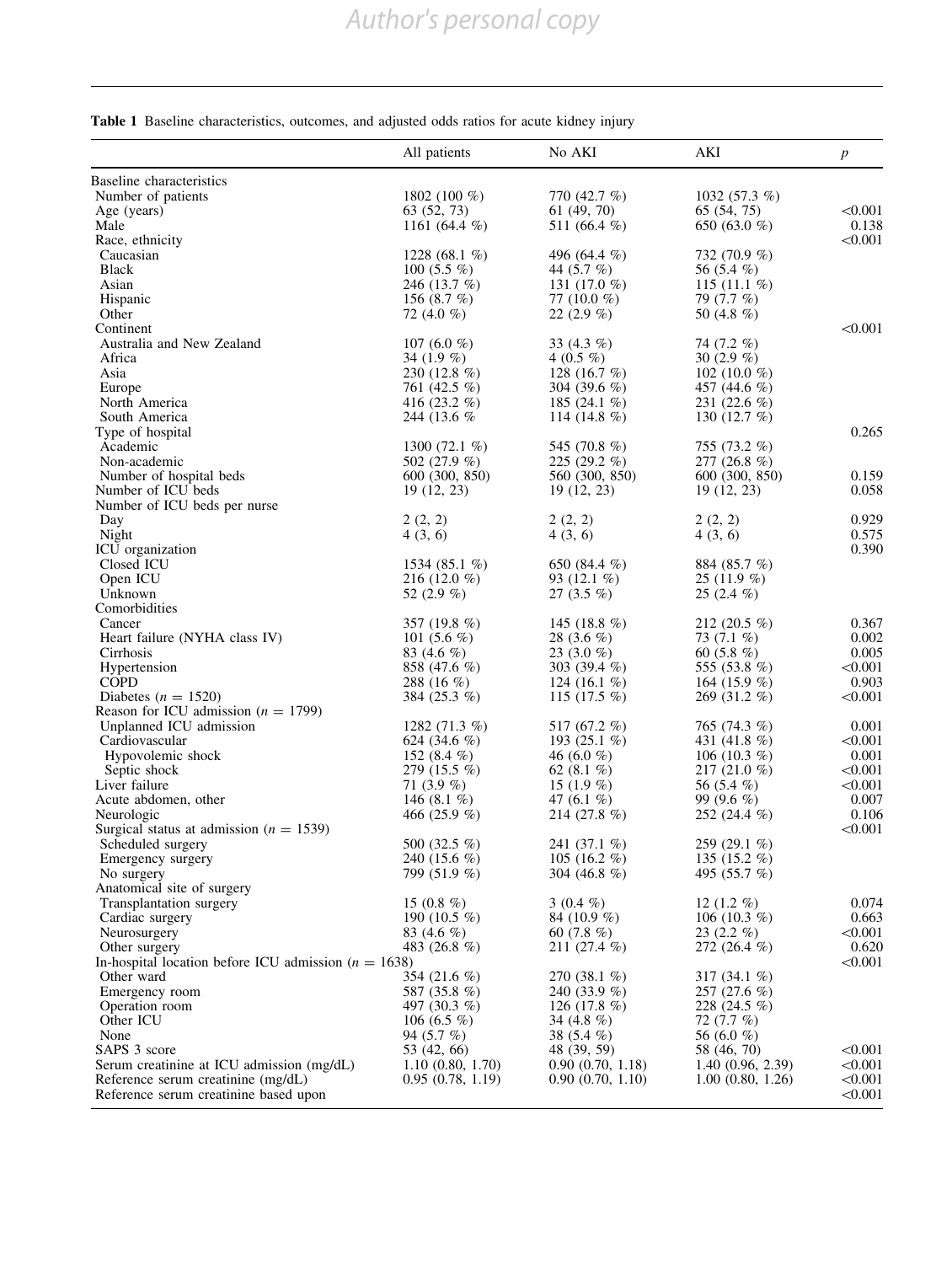**Table 1** Baseline characteristics, outcomes, and adjusted odds ratios for acute kidney injury

| | All patients | No AKI | AKI | *p* |
|---|---|---|---|---|
| Baseline characteristics | | | | |
| Number of patients | 1802 (100 %) | 770 (42.7 %) | 1032 (57.3 %) | |
| Age (years) | 63 (52, 73) | 61 (49, 70) | 65 (54, 75) | <0.001 |
| Male | 1161 (64.4 %) | 511 (66.4 %) | 650 (63.0 %) | 0.138 |
| Race, ethnicity | | | | <0.001 |
| Caucasian | 1228 (68.1 %) | 496 (64.4 %) | 732 (70.9 %) | |
| Black | 100 (5.5 %) | 44 (5.7 %) | 56 (5.4 %) | |
| Asian | 246 (13.7 %) | 131 (17.0 %) | 115 (11.1 %) | |
| Hispanic | 156 (8.7 %) | 77 (10.0 %) | 79 (7.7 %) | |
| Other | 72 (4.0 %) | 22 (2.9 %) | 50 (4.8 %) | |
| Continent | | | | <0.001 |
| Australia and New Zealand | 107 (6.0 %) | 33 (4.3 %) | 74 (7.2 %) | |
| Africa | 34 (1.9 %) | 4 (0.5 %) | 30 (2.9 %) | |
| Asia | 230 (12.8 %) | 128 (16.7 %) | 102 (10.0 %) | |
| Europe | 761 (42.5 %) | 304 (39.6 %) | 457 (44.6 %) | |
| North America | 416 (23.2 %) | 185 (24.1 %) | 231 (22.6 %) | |
| South America | 244 (13.6 % | 114 (14.8 %) | 130 (12.7 %) | |
| Type of hospital | | | | 0.265 |
| Academic | 1300 (72.1 %) | 545 (70.8 %) | 755 (73.2 %) | |
| Non-academic | 502 (27.9 %) | 225 (29.2 %) | 277 (26.8 %) | |
| Number of hospital beds | 600 (300, 850) | 560 (300, 850) | 600 (300, 850) | 0.159 |
| Number of ICU beds | 19 (12, 23) | 19 (12, 23) | 19 (12, 23) | 0.058 |
| Number of ICU beds per nurse | | | | |
| Day | 2 (2, 2) | 2 (2, 2) | 2 (2, 2) | 0.929 |
| Night | 4 (3, 6) | 4 (3, 6) | 4 (3, 6) | 0.575 |
| ICU organization | | | | 0.390 |
| Closed ICU | 1534 (85.1 %) | 650 (84.4 %) | 884 (85.7 %) | |
| Open ICU | 216 (12.0 %) | 93 (12.1 %) | 25 (11.9 %) | |
| Unknown | 52 (2.9 %) | 27 (3.5 %) | 25 (2.4 %) | |
| Comorbidities | | | | |
| Cancer | 357 (19.8 %) | 145 (18.8 %) | 212 (20.5 %) | 0.367 |
| Heart failure (NYHA class IV) | 101 (5.6 %) | 28 (3.6 %) | 73 (7.1 %) | 0.002 |
| Cirrhosis | 83 (4.6 %) | 23 (3.0 %) | 60 (5.8 %) | 0.005 |
| Hypertension | 858 (47.6 %) | 303 (39.4 %) | 555 (53.8 %) | <0.001 |
| COPD | 288 (16 %) | 124 (16.1 %) | 164 (15.9 %) | 0.903 |
| Diabetes ($n = 1520$) | 384 (25.3 %) | 115 (17.5 %) | 269 (31.2 %) | <0.001 |
| Reason for ICU admission ($n = 1799$) | | | | |
| Unplanned ICU admission | 1282 (71.3 %) | 517 (67.2 %) | 765 (74.3 %) | 0.001 |
| Cardiovascular | 624 (34.6 %) | 193 (25.1 %) | 431 (41.8 %) | <0.001 |
| Hypovolemic shock | 152 (8.4 %) | 46 (6.0 %) | 106 (10.3 %) | 0.001 |
| Septic shock | 279 (15.5 %) | 62 (8.1 %) | 217 (21.0 %) | <0.001 |
| Liver failure | 71 (3.9 %) | 15 (1.9 %) | 56 (5.4 %) | <0.001 |
| Acute abdomen, other | 146 (8.1 %) | 47 (6.1 %) | 99 (9.6 %) | 0.007 |
| Neurologic | 466 (25.9 %) | 214 (27.8 %) | 252 (24.4 %) | 0.106 |
| Surgical status at admission ($n = 1539$) | | | | <0.001 |
| Scheduled surgery | 500 (32.5 %) | 241 (37.1 %) | 259 (29.1 %) | |
| Emergency surgery | 240 (15.6 %) | 105 (16.2 %) | 135 (15.2 %) | |
| No surgery | 799 (51.9 %) | 304 (46.8 %) | 495 (55.7 %) | |
| Anatomical site of surgery | | | | |
| Transplantation surgery | 15 (0.8 %) | 3 (0.4 %) | 12 (1.2 %) | 0.074 |
| Cardiac surgery | 190 (10.5 %) | 84 (10.9 %) | 106 (10.3 %) | 0.663 |
| Neurosurgery | 83 (4.6 %) | 60 (7.8 %) | 23 (2.2 %) | <0.001 |
| Other surgery | 483 (26.8 %) | 211 (27.4 %) | 272 (26.4 %) | 0.620 |
| In-hospital location before ICU admission ($n = 1638$) | | | | <0.001 |
| Other ward | 354 (21.6 %) | 270 (38.1 %) | 317 (34.1 %) | |
| Emergency room | 587 (35.8 %) | 240 (33.9 %) | 257 (27.6 %) | |
| Operation room | 497 (30.3 %) | 126 (17.8 %) | 228 (24.5 %) | |
| Other ICU | 106 (6.5 %) | 34 (4.8 %) | 72 (7.7 %) | |
| None | 94 (5.7 %) | 38 (5.4 %) | 56 (6.0 %) | |
| SAPS 3 score | 53 (42, 66) | 48 (39, 59) | 58 (46, 70) | <0.001 |
| Serum creatinine at ICU admission (mg/dL) | 1.10 (0.80, 1.70) | 0.90 (0.70, 1.18) | 1.40 (0.96, 2.39) | <0.001 |
| Reference serum creatinine (mg/dL) | 0.95 (0.78, 1.19) | 0.90 (0.70, 1.10) | 1.00 (0.80, 1.26) | <0.001 |
| Reference serum creatinine based upon | | | | <0.001 |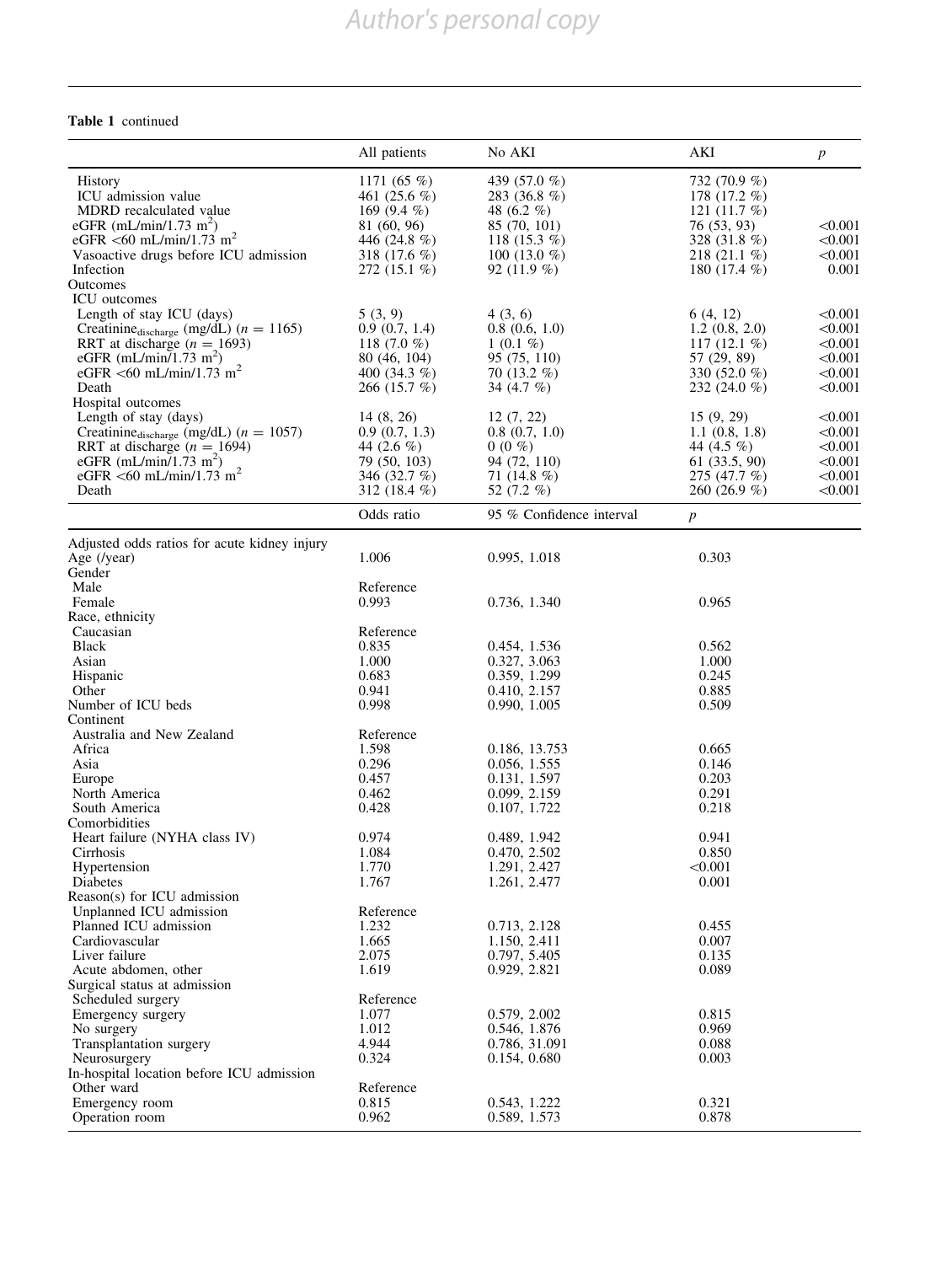**Table 1** continued

| | All patients | No AKI | AKI | *p* |
|---|---|---|---|---|
| History | 1171 (65 %) | 439 (57.0 %) | 732 (70.9 %) | |
| ICU admission value | 461 (25.6 %) | 283 (36.8 %) | 178 (17.2 %) | |
| MDRD recalculated value | 169 (9.4 %) | 48 (6.2 %) | 121 (11.7 %) | |
| eGFR (mL/min/1.73 $m^2$) | 81 (60, 96) | 85 (70, 101) | 76 (53, 93) | <0.001 |
| eGFR <60 mL/min/1.73 $m^2$ | 446 (24.8 %) | 118 (15.3 %) | 328 (31.8 %) | <0.001 |
| Vasoactive drugs before ICU admission | 318 (17.6 %) | 100 (13.0 %) | 218 (21.1 %) | <0.001 |
| Infection | 272 (15.1 %) | 92 (11.9 %) | 180 (17.4 %) | 0.001 |
| Outcomes | | | | |
| ICU outcomes | | | | |
| Length of stay ICU (days) | 5 (3, 9) | 4 (3, 6) | 6 (4, 12) | <0.001 |
| $Creatinine_{discharge}$ (mg/dL) ($n = 1165$) | 0.9 (0.7, 1.4) | 0.8 (0.6, 1.0) | 1.2 (0.8, 2.0) | <0.001 |
| RRT at discharge ($n = 1693$) | 118 (7.0 %) | 1 (0.1 %) | 117 (12.1 %) | <0.001 |
| eGFR (mL/min/1.73 $m^2$) | 80 (46, 104) | 95 (75, 110) | 57 (29, 89) | <0.001 |
| eGFR <60 mL/min/1.73 $m^2$ | 400 (34.3 %) | 70 (13.2 %) | 330 (52.0 %) | <0.001 |
| Death | 266 (15.7 %) | 34 (4.7 %) | 232 (24.0 %) | <0.001 |
| Hospital outcomes | | | | |
| Length of stay (days) | 14 (8, 26) | 12 (7, 22) | 15 (9, 29) | <0.001 |
| $Creatinine_{discharge}$ (mg/dL) ($n = 1057$) | 0.9 (0.7, 1.3) | 0.8 (0.7, 1.0) | 1.1 (0.8, 1.8) | <0.001 |
| RRT at discharge ($n = 1694$) | 44 (2.6 %) | 0 (0 %) | 44 (4.5 %) | <0.001 |
| eGFR (mL/min/1.73 $m^2$) | 79 (50, 103) | 94 (72, 110) | 61 (33.5, 90) | <0.001 |
| eGFR <60 mL/min/1.73 $m^2$ | 346 (32.7 %) | 71 (14.8 %) | 275 (47.7 %) | <0.001 |
| Death | 312 (18.4 %) | 52 (7.2 %) | 260 (26.9 %) | <0.001 |

| | Odds ratio | 95 % Confidence interval | *p* |
|---|---|---|---|
| Adjusted odds ratios for acute kidney injury | | | |
| Age (/year) | 1.006 | 0.995, 1.018 | 0.303 |
| Gender | | | |
| Male | Reference | | |
| Female | 0.993 | 0.736, 1.340 | 0.965 |
| Race, ethnicity | | | |
| Caucasian | Reference | | |
| Black | 0.835 | 0.454, 1.536 | 0.562 |
| Asian | 1.000 | 0.327, 3.063 | 1.000 |
| Hispanic | 0.683 | 0.359, 1.299 | 0.245 |
| Other | 0.941 | 0.410, 2.157 | 0.885 |
| Number of ICU beds | 0.998 | 0.990, 1.005 | 0.509 |
| Continent | | | |
| Australia and New Zealand | Reference | | |
| Africa | 1.598 | 0.186, 13.753 | 0.665 |
| Asia | 0.296 | 0.056, 1.555 | 0.146 |
| Europe | 0.457 | 0.131, 1.597 | 0.203 |
| North America | 0.462 | 0.099, 2.159 | 0.291 |
| South America | 0.428 | 0.107, 1.722 | 0.218 |
| Comorbidities | | | |
| Heart failure (NYHA class IV) | 0.974 | 0.489, 1.942 | 0.941 |
| Cirrhosis | 1.084 | 0.470, 2.502 | 0.850 |
| Hypertension | 1.770 | 1.291, 2.427 | <0.001 |
| Diabetes | 1.767 | 1.261, 2.477 | 0.001 |
| Reason(s) for ICU admission | | | |
| Unplanned ICU admission | Reference | | |
| Planned ICU admission | 1.232 | 0.713, 2.128 | 0.455 |
| Cardiovascular | 1.665 | 1.150, 2.411 | 0.007 |
| Liver failure | 2.075 | 0.797, 5.405 | 0.135 |
| Acute abdomen, other | 1.619 | 0.929, 2.821 | 0.089 |
| Surgical status at admission | | | |
| Scheduled surgery | Reference | | |
| Emergency surgery | 1.077 | 0.579, 2.002 | 0.815 |
| No surgery | 1.012 | 0.546, 1.876 | 0.969 |
| Transplantation surgery | 4.944 | 0.786, 31.091 | 0.088 |
| Neurosurgery | 0.324 | 0.154, 0.680 | 0.003 |
| In-hospital location before ICU admission | | | |
| Other ward | Reference | | |
| Emergency room | 0.815 | 0.543, 1.222 | 0.321 |
| Operation room | 0.962 | 0.589, 1.573 | 0.878 |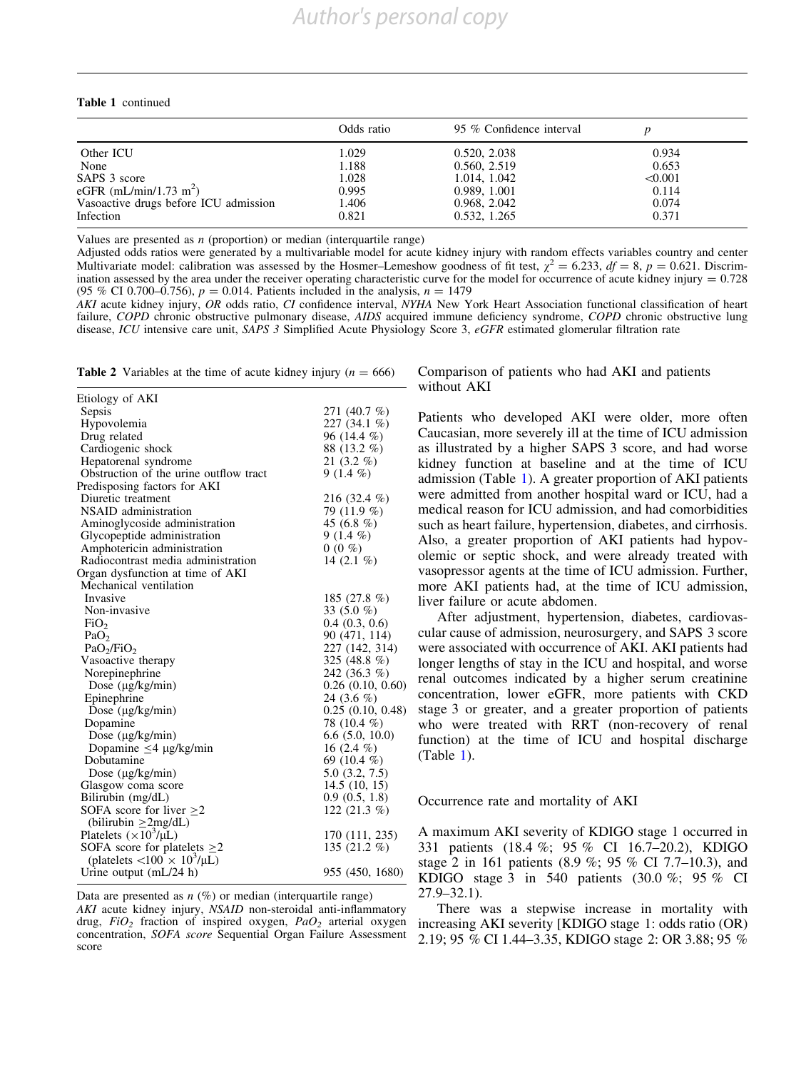**Table 1** continued

| | Odds ratio | 95 % Confidence interval | *p* |
|---|---|---|---|
| Other ICU | 1.029 | 0.520, 2.038 | 0.934 |
| None | 1.188 | 0.560, 2.519 | 0.653 |
| SAPS 3 score | 1.028 | 1.014, 1.042 | <0.001 |
| eGFR (mL/min/1.73 m$^2$) | 0.995 | 0.989, 1.001 | 0.114 |
| Vasoactive drugs before ICU admission | 1.406 | 0.968, 2.042 | 0.074 |
| Infection | 0.821 | 0.532, 1.265 | 0.371 |

Values are presented as *n* (proportion) or median (interquartile range)

Adjusted odds ratios were generated by a multivariable model for acute kidney injury with random effects variables country and center

Multivariate model: calibration was assessed by the Hosmer–Lemeshow goodness of fit test, $\chi^2 = 6.233$, $df = 8$, $p = 0.621$. Discrimination assessed by the area under the receiver operating characteristic curve for the model for occurrence of acute kidney injury = 0.728 (95 % CI 0.700–0.756), $p = 0.014$. Patients included in the analysis, $n = 1479$

*AKI* acute kidney injury, *OR* odds ratio, *CI* confidence interval, *NYHA* New York Heart Association functional classification of heart failure, *COPD* chronic obstructive pulmonary disease, *AIDS* acquired immune deficiency syndrome, *COPD* chronic obstructive lung disease, *ICU* intensive care unit, *SAPS 3* Simplified Acute Physiology Score 3, *eGFR* estimated glomerular filtration rate

**Table 2** Variables at the time of acute kidney injury ($n = 666$)

| | |
|---|---|
| Etiology of AKI | |
| Sepsis | 271 (40.7 %) |
| Hypovolemia | 227 (34.1 %) |
| Drug related | 96 (14.4 %) |
| Cardiogenic shock | 88 (13.2 %) |
| Hepatorenal syndrome | 21 (3.2 %) |
| Obstruction of the urine outflow tract | 9 (1.4 %) |
| Predisposing factors for AKI | |
| Diuretic treatment | 216 (32.4 %) |
| NSAID administration | 79 (11.9 %) |
| Aminoglycoside administration | 45 (6.8 %) |
| Glycopeptide administration | 9 (1.4 %) |
| Amphotericin administration | 0 (0 %) |
| Radiocontrast media administration | 14 (2.1 %) |
| Organ dysfunction at time of AKI | |
| Mechanical ventilation | |
| Invasive | 185 (27.8 %) |
| Non-invasive | 33 (5.0 %) |
| $FiO_2$ | 0.4 (0.3, 0.6) |
| $PaO_2$ | 90 (471, 114) |
| $PaO_2/FiO_2$ | 227 (142, 314) |
| Vasoactive therapy | 325 (48.8 %) |
| Norepinephrine | 242 (36.3 %) |
| Dose (μg/kg/min) | 0.26 (0.10, 0.60) |
| Epinephrine | 24 (3.6 %) |
| Dose (μg/kg/min) | 0.25 (0.10, 0.48) |
| Dopamine | 78 (10.4 %) |
| Dose (μg/kg/min) | 6.6 (5.0, 10.0) |
| Dopamine ≤4 μg/kg/min | 16 (2.4 %) |
| Dobutamine | 69 (10.4 %) |
| Dose (μg/kg/min) | 5.0 (3.2, 7.5) |
| Glasgow coma score | 14.5 (10, 15) |
| Bilirubin (mg/dL) | 0.9 (0.5, 1.8) |
| SOFA score for liver ≥2 (bilirubin ≥2mg/dL) | 122 (21.3 %) |
| Platelets ($\times10^3$/μL) | 170 (111, 235) |
| SOFA score for platelets ≥2 (platelets <100 × $10^3$/μL) | 135 (21.2 %) |
| Urine output (mL/24 h) | 955 (450, 1680) |

Data are presented as *n* (%) or median (interquartile range)

*AKI* acute kidney injury, *NSAID* non-steroidal anti-inflammatory drug, *FiO$_2$* fraction of inspired oxygen, *PaO$_2$* arterial oxygen concentration, *SOFA score* Sequential Organ Failure Assessment score

### Comparison of patients who had AKI and patients without AKI

Patients who developed AKI were older, more often Caucasian, more severely ill at the time of ICU admission as illustrated by a higher SAPS 3 score, and had worse kidney function at baseline and at the time of ICU admission (Table 1). A greater proportion of AKI patients were admitted from another hospital ward or ICU, had a medical reason for ICU admission, and had comorbidities such as heart failure, hypertension, diabetes, and cirrhosis. Also, a greater proportion of AKI patients had hypovolemic or septic shock, and were already treated with vasopressor agents at the time of ICU admission. Further, more AKI patients had, at the time of ICU admission, liver failure or acute abdomen.

After adjustment, hypertension, diabetes, cardiovascular cause of admission, neurosurgery, and SAPS 3 score were associated with occurrence of AKI. AKI patients had longer lengths of stay in the ICU and hospital, and worse renal outcomes indicated by a higher serum creatinine concentration, lower eGFR, more patients with CKD stage 3 or greater, and a greater proportion of patients who were treated with RRT (non-recovery of renal function) at the time of ICU and hospital discharge (Table 1).

### Occurrence rate and mortality of AKI

A maximum AKI severity of KDIGO stage 1 occurred in 331 patients (18.4 %; 95 % CI 16.7–20.2), KDIGO stage 2 in 161 patients (8.9 %; 95 % CI 7.7–10.3), and KDIGO stage 3 in 540 patients (30.0 %; 95 % CI 27.9–32.1).

There was a stepwise increase in mortality with increasing AKI severity [KDIGO stage 1: odds ratio (OR) 2.19; 95 % CI 1.44–3.35, KDIGO stage 2: OR 3.88; 95 %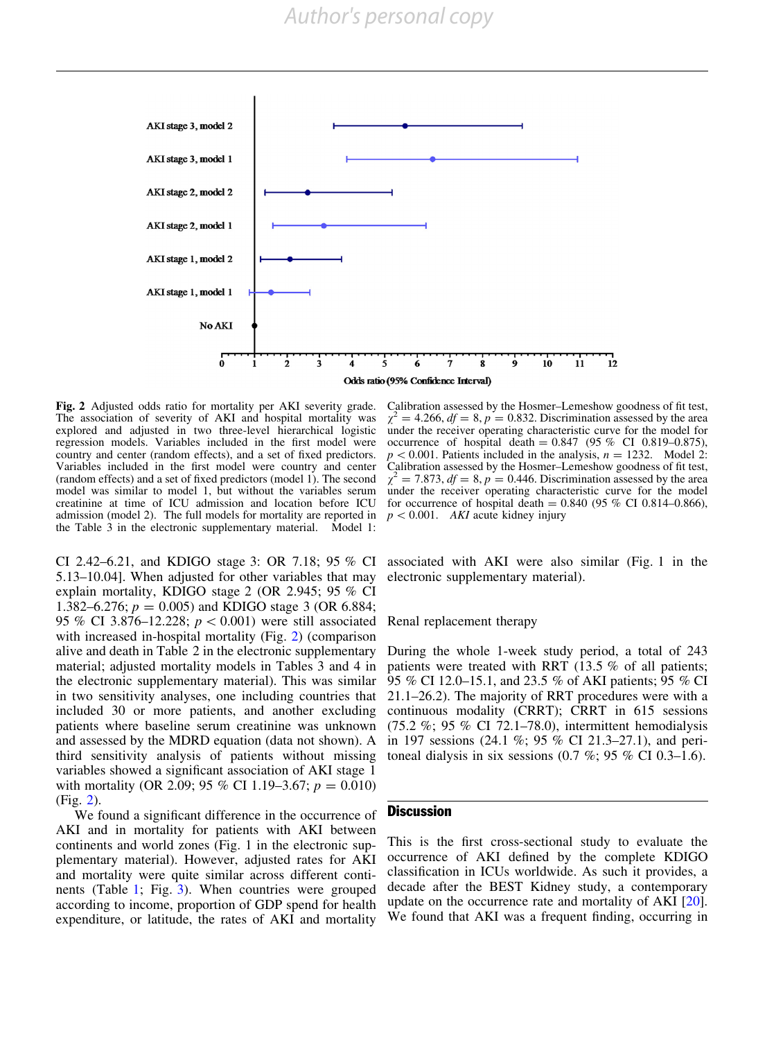**Fig. 2** Adjusted odds ratio for mortality per AKI severity grade. The association of severity of AKI and hospital mortality was explored and adjusted in two three-level hierarchical logistic regression models. Variables included in the first model were country and center (random effects), and a set of fixed predictors. Variables included in the first model were country and center (random effects) and a set of fixed predictors (model 1). The second model was similar to model 1, but without the variables serum creatinine at time of ICU admission and location before ICU admission (model 2). The full models for mortality are reported in the Table 3 in the electronic supplementary material. Model 1: Calibration assessed by the Hosmer–Lemeshow goodness of fit test, $\chi^2 = 4.266$, $df = 8$, $p = 0.832$. Discrimination assessed by the area under the receiver operating characteristic curve for the model for occurrence of hospital death = 0.847 (95 % CI 0.819–0.875), $p < 0.001$. Patients included in the analysis, $n = 1232$. Model 2: Calibration assessed by the Hosmer–Lemeshow goodness of fit test, $\chi^2 = 7.873$, $df = 8$, $p = 0.446$. Discrimination assessed by the area under the receiver operating characteristic curve for the model for occurrence of hospital death = 0.840 (95 % CI 0.814–0.866), $p < 0.001$. *AKI* acute kidney injury

CI 2.42–6.21, and KDIGO stage 3: OR 7.18; 95 % CI 5.13–10.04]. When adjusted for other variables that may explain mortality, KDIGO stage 2 (OR 2.945; 95 % CI 1.382–6.276; $p = 0.005$) and KDIGO stage 3 (OR 6.884; 95 % CI 3.876–12.228; $p < 0.001$) were still associated with increased in-hospital mortality (Fig. 2) (comparison alive and death in Table 2 in the electronic supplementary material; adjusted mortality models in Tables 3 and 4 in the electronic supplementary material). This was similar in two sensitivity analyses, one including countries that included 30 or more patients, and another excluding patients where baseline serum creatinine was unknown and assessed by the MDRD equation (data not shown). A third sensitivity analysis of patients without missing variables showed a significant association of AKI stage 1 with mortality (OR 2.09; 95 % CI 1.19–3.67; $p = 0.010$) (Fig. 2).

We found a significant difference in the occurrence of AKI and in mortality for patients with AKI between continents and world zones (Fig. 1 in the electronic supplementary material). However, adjusted rates for AKI and mortality were quite similar across different continents (Table 1; Fig. 3). When countries were grouped according to income, proportion of GDP spend for health expenditure, or latitude, the rates of AKI and mortality associated with AKI were also similar (Fig. 1 in the electronic supplementary material).

### Renal replacement therapy

During the whole 1-week study period, a total of 243 patients were treated with RRT (13.5 % of all patients; 95 % CI 12.0–15.1, and 23.5 % of AKI patients; 95 % CI 21.1–26.2). The majority of RRT procedures were with a continuous modality (CRRT); CRRT in 615 sessions (75.2 %; 95 % CI 72.1–78.0), intermittent hemodialysis in 197 sessions (24.1 %; 95 % CI 21.3–27.1), and peritoneal dialysis in six sessions (0.7 %; 95 % CI 0.3–1.6).

## Discussion

This is the first cross-sectional study to evaluate the occurrence of AKI defined by the complete KDIGO classification in ICUs worldwide. As such it provides, a decade after the BEST Kidney study, a contemporary update on the occurrence rate and mortality of AKI [20]. We found that AKI was a frequent finding, occurring in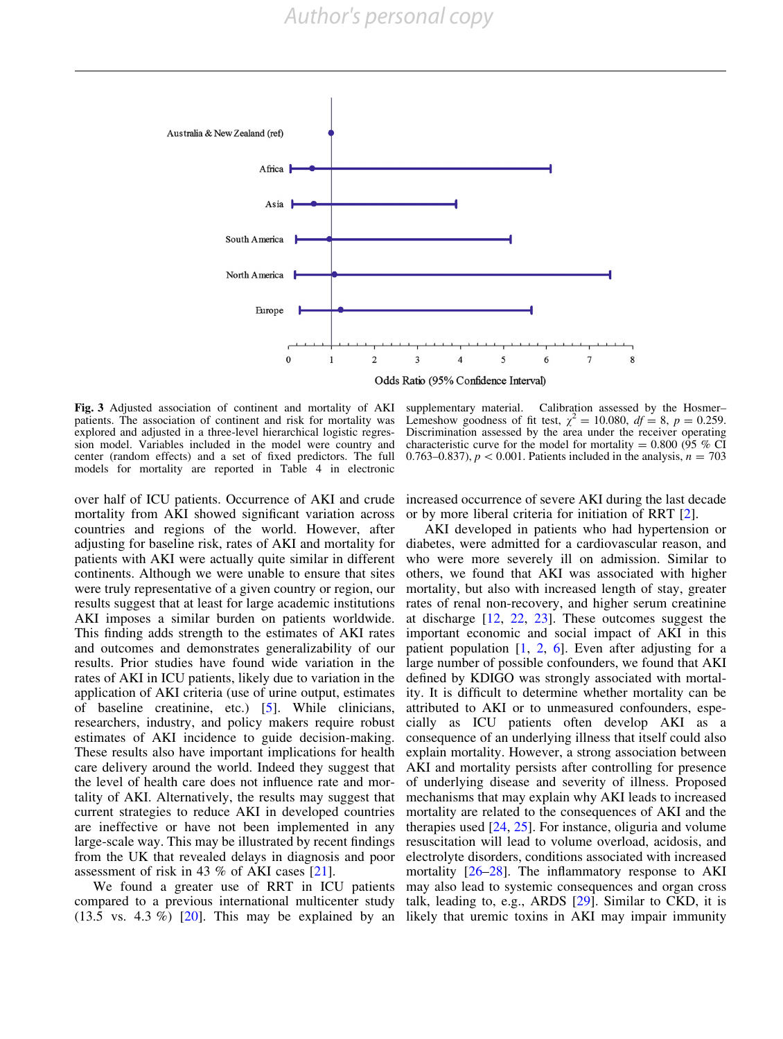Fig. 3 Adjusted association of continent and mortality of AKI patients. The association of continent and risk for mortality was explored and adjusted in a three-level hierarchical logistic regression model. Variables included in the model were country and center (random effects) and a set of fixed predictors. The full models for mortality are reported in Table 4 in electronic supplementary material. Calibration assessed by the Hosmer–Lemeshow goodness of fit test, $\chi^2 = 10.080$, $df = 8$, $p = 0.259$. Discrimination assessed by the area under the receiver operating characteristic curve for the model for mortality = 0.800 (95 % CI 0.763–0.837), $p < 0.001$. Patients included in the analysis, $n = 703$

over half of ICU patients. Occurrence of AKI and crude mortality from AKI showed significant variation across countries and regions of the world. However, after adjusting for baseline risk, rates of AKI and mortality for patients with AKI were actually quite similar in different continents. Although we were unable to ensure that sites were truly representative of a given country or region, our results suggest that at least for large academic institutions AKI imposes a similar burden on patients worldwide. This finding adds strength to the estimates of AKI rates and outcomes and demonstrates generalizability of our results. Prior studies have found wide variation in the rates of AKI in ICU patients, likely due to variation in the application of AKI criteria (use of urine output, estimates of baseline creatinine, etc.) [5]. While clinicians, researchers, industry, and policy makers require robust estimates of AKI incidence to guide decision-making. These results also have important implications for health care delivery around the world. Indeed they suggest that the level of health care does not influence rate and mortality of AKI. Alternatively, the results may suggest that current strategies to reduce AKI in developed countries are ineffective or have not been implemented in any large-scale way. This may be illustrated by recent findings from the UK that revealed delays in diagnosis and poor assessment of risk in 43 % of AKI cases [21].

We found a greater use of RRT in ICU patients compared to a previous international multicenter study (13.5 vs. 4.3 %) [20]. This may be explained by an increased occurrence of severe AKI during the last decade or by more liberal criteria for initiation of RRT [2].

AKI developed in patients who had hypertension or diabetes, were admitted for a cardiovascular reason, and who were more severely ill on admission. Similar to others, we found that AKI was associated with higher mortality, but also with increased length of stay, greater rates of renal non-recovery, and higher serum creatinine at discharge [12, 22, 23]. These outcomes suggest the important economic and social impact of AKI in this patient population [1, 2, 6]. Even after adjusting for a large number of possible confounders, we found that AKI defined by KDIGO was strongly associated with mortality. It is difficult to determine whether mortality can be attributed to AKI or to unmeasured confounders, especially as ICU patients often develop AKI as a consequence of an underlying illness that itself could also explain mortality. However, a strong association between AKI and mortality persists after controlling for presence of underlying disease and severity of illness. Proposed mechanisms that may explain why AKI leads to increased mortality are related to the consequences of AKI and the therapies used [24, 25]. For instance, oliguria and volume resuscitation will lead to volume overload, acidosis, and electrolyte disorders, conditions associated with increased mortality [26–28]. The inflammatory response to AKI may also lead to systemic consequences and organ cross talk, leading to, e.g., ARDS [29]. Similar to CKD, it is likely that uremic toxins in AKI may impair immunity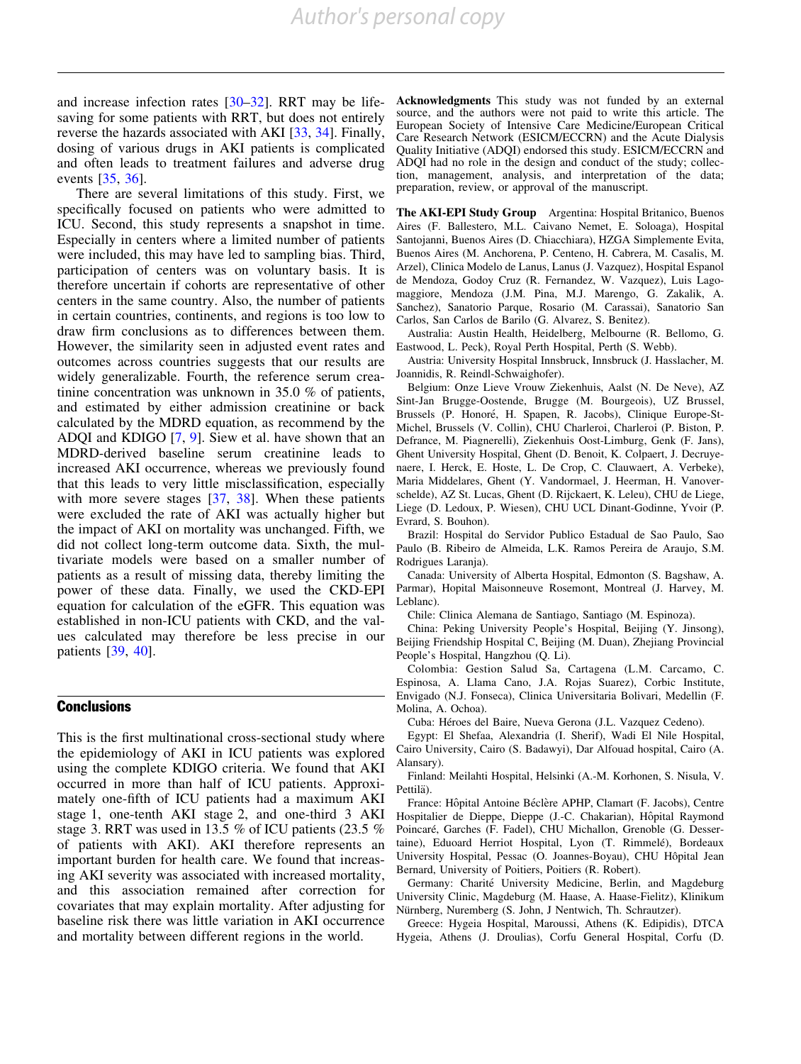and increase infection rates [30–32]. RRT may be life-saving for some patients with RRT, but does not entirely reverse the hazards associated with AKI [33, 34]. Finally, dosing of various drugs in AKI patients is complicated and often leads to treatment failures and adverse drug events [35, 36].

There are several limitations of this study. First, we specifically focused on patients who were admitted to ICU. Second, this study represents a snapshot in time. Especially in centers where a limited number of patients were included, this may have led to sampling bias. Third, participation of centers was on voluntary basis. It is therefore uncertain if cohorts are representative of other centers in the same country. Also, the number of patients in certain countries, continents, and regions is too low to draw firm conclusions as to differences between them. However, the similarity seen in adjusted event rates and outcomes across countries suggests that our results are widely generalizable. Fourth, the reference serum creatinine concentration was unknown in 35.0 % of patients, and estimated by either admission creatinine or back calculated by the MDRD equation, as recommend by the ADQI and KDIGO [7, 9]. Siew et al. have shown that an MDRD-derived baseline serum creatinine leads to increased AKI occurrence, whereas we previously found that this leads to very little misclassification, especially with more severe stages [37, 38]. When these patients were excluded the rate of AKI was actually higher but the impact of AKI on mortality was unchanged. Fifth, we did not collect long-term outcome data. Sixth, the multivariate models were based on a smaller number of patients as a result of missing data, thereby limiting the power of these data. Finally, we used the CKD-EPI equation for calculation of the eGFR. This equation was established in non-ICU patients with CKD, and the values calculated may therefore be less precise in our patients [39, 40].

## Conclusions

This is the first multinational cross-sectional study where the epidemiology of AKI in ICU patients was explored using the complete KDIGO criteria. We found that AKI occurred in more than half of ICU patients. Approximately one-fifth of ICU patients had a maximum AKI stage 1, one-tenth AKI stage 2, and one-third 3 AKI stage 3. RRT was used in 13.5 % of ICU patients (23.5 % of patients with AKI). AKI therefore represents an important burden for health care. We found that increasing AKI severity was associated with increased mortality, and this association remained after correction for covariates that may explain mortality. After adjusting for baseline risk there was little variation in AKI occurrence and mortality between different regions in the world.

**Acknowledgments** This study was not funded by an external source, and the authors were not paid to write this article. The European Society of Intensive Care Medicine/European Critical Care Research Network (ESICM/ECCRN) and the Acute Dialysis Quality Initiative (ADQI) endorsed this study. ESICM/ECCRN and ADQI had no role in the design and conduct of the study; collection, management, analysis, and interpretation of the data; preparation, review, or approval of the manuscript.

**The AKI-EPI Study Group** Argentina: Hospital Britanico, Buenos Aires (F. Ballestero, M.L. Caivano Nemet, E. Soloaga), Hospital Santojanni, Buenos Aires (D. Chiacchiara), HZGA Simplemente Evita, Buenos Aires (M. Anchorena, P. Centeno, H. Cabrera, M. Casalis, M. Arzel), Clinica Modelo de Lanus, Lanus (J. Vazquez), Hospital Espanol de Mendoza, Godoy Cruz (R. Fernandez, W. Vazquez), Luis Lagomaggiore, Mendoza (J.M. Pina, M.J. Marengo, G. Zakalik, A. Sanchez), Sanatorio Parque, Rosario (M. Carassai), Sanatorio San Carlos, San Carlos de Barilo (G. Alvarez, S. Benitez).

Australia: Austin Health, Heidelberg, Melbourne (R. Bellomo, G. Eastwood, L. Peck), Royal Perth Hospital, Perth (S. Webb).

Austria: University Hospital Innsbruck, Innsbruck (J. Hasslacher, M. Joannidis, R. Reindl-Schwaighofer).

Belgium: Onze Lieve Vrouw Ziekenhuis, Aalst (N. De Neve), AZ Sint-Jan Brugge-Oostende, Brugge (M. Bourgeois), UZ Brussel, Brussels (P. Honoré, H. Spapen, R. Jacobs), Clinique Europe-St-Michel, Brussels (V. Collin), CHU Charleroi, Charleroi (P. Biston, P. Defrance, M. Piagnerelli), Ziekenhuis Oost-Limburg, Genk (F. Jans), Ghent University Hospital, Ghent (D. Benoit, K. Colpaert, J. Decruyenaere, I. Herck, E. Hoste, L. De Crop, C. Clauwaert, A. Verbeke), Maria Middelares, Ghent (Y. Vandormael, J. Heerman, H. Vanoverschelde), AZ St. Lucas, Ghent (D. Rijckaert, K. Leleu), CHU de Liege, Liege (D. Ledoux, P. Wiesen), CHU UCL Dinant-Godinne, Yvoir (P. Evrard, S. Bouhon).

Brazil: Hospital do Servidor Publico Estadual de Sao Paulo, Sao Paulo (B. Ribeiro de Almeida, L.K. Ramos Pereira de Araujo, S.M. Rodrigues Laranja).

Canada: University of Alberta Hospital, Edmonton (S. Bagshaw, A. Parmar), Hopital Maisonneuve Rosemont, Montreal (J. Harvey, M. Leblanc).

Chile: Clinica Alemana de Santiago, Santiago (M. Espinoza).

China: Peking University People's Hospital, Beijing (Y. Jinsong), Beijing Friendship Hospital C, Beijing (M. Duan), Zhejiang Provincial People's Hospital, Hangzhou (Q. Li).

Colombia: Gestion Salud Sa, Cartagena (L.M. Carcamo, C. Espinosa, A. Llama Cano, J.A. Rojas Suarez), Corbic Institute, Envigado (N.J. Fonseca), Clinica Universitaria Bolivari, Medellin (F. Molina, A. Ochoa).

Cuba: Héroes del Baire, Nueva Gerona (J.L. Vazquez Cedeno).

Egypt: El Shefaa, Alexandria (I. Sherif), Wadi El Nile Hospital, Cairo University, Cairo (S. Badawyi), Dar Alfouad hospital, Cairo (A. Alansary).

Finland: Meilahti Hospital, Helsinki (A.-M. Korhonen, S. Nisula, V. Pettilä).

France: Hôpital Antoine Béclère APHP, Clamart (F. Jacobs), Centre Hospitalier de Dieppe, Dieppe (J.-C. Chakarian), Hôpital Raymond Poincaré, Garches (F. Fadel), CHU Michallon, Grenoble (G. Dessertaine), Eduoard Herriot Hospital, Lyon (T. Rimmelé), Bordeaux University Hospital, Pessac (O. Joannes-Boyau), CHU Hôpital Jean Bernard, University of Poitiers, Poitiers (R. Robert).

Germany: Charité University Medicine, Berlin, and Magdeburg University Clinic, Magdeburg (M. Haase, A. Haase-Fielitz), Klinikum Nürnberg, Nuremberg (S. John, J Nentwich, Th. Schrautzer).

Greece: Hygeia Hospital, Maroussi, Athens (K. Edipidis), DTCA Hygeia, Athens (J. Droulias), Corfu General Hospital, Corfu (D.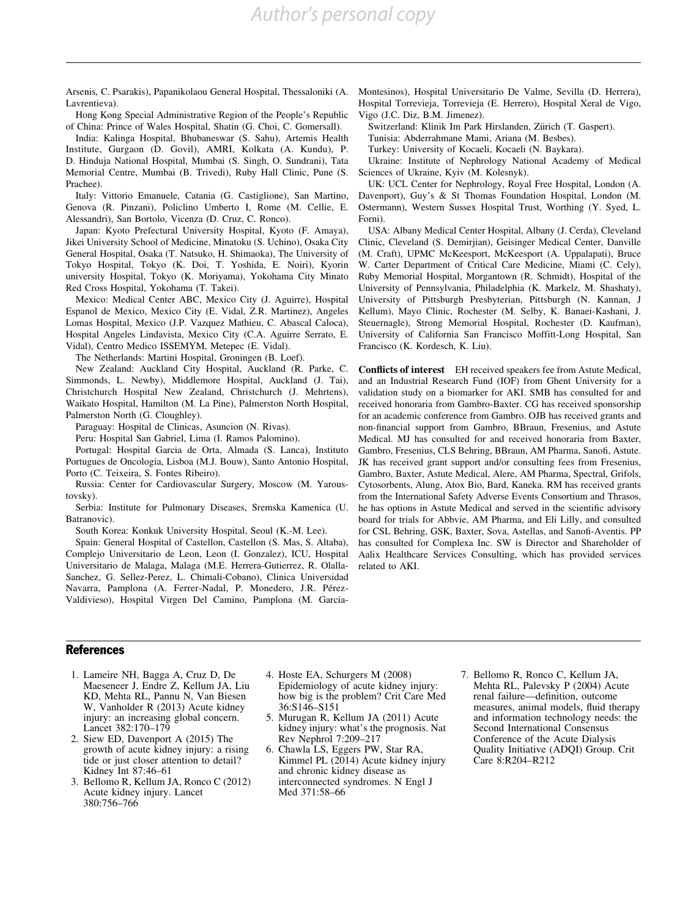Arsenis, C. Psarakis), Papanikolaou General Hospital, Thessaloniki (A. Lavrentieva).

Hong Kong Special Administrative Region of the People's Republic of China: Prince of Wales Hospital, Shatin (G. Choi, C. Gomersall).

India: Kalinga Hospital, Bhubaneswar (S. Sahu), Artemis Health Institute, Gurgaon (D. Govil), AMRI, Kolkata (A. Kundu), P. D. Hinduja National Hospital, Mumbai (S. Singh, O. Sundrani), Tata Memorial Centre, Mumbai (B. Trivedi), Ruby Hall Clinic, Pune (S. Prachee).

Italy: Vittorio Emanuele, Catania (G. Castiglione), San Martino, Genova (R. Pinzani), Policlino Umberto I, Rome (M. Cellie, E. Alessandri), San Bortolo, Vicenza (D. Cruz, C. Ronco).

Japan: Kyoto Prefectural University Hospital, Kyoto (F. Amaya), Jikei University School of Medicine, Minatoku (S. Uchino), Osaka City General Hospital, Osaka (T. Natsuko, H. Shimaoka), The University of Tokyo Hospital, Tokyo (K. Doi, T. Yoshida, E. Noiri), Kyorin university Hospital, Tokyo (K. Moriyama), Yokohama City Minato Red Cross Hospital, Yokohama (T. Takei).

Mexico: Medical Center ABC, Mexico City (J. Aguirre), Hospital Espanol de Mexico, Mexico City (E. Vidal, Z.R. Martinez), Angeles Lomas Hospital, Mexico (J.P. Vazquez Mathieu, C. Abascal Caloca), Hospital Angeles Lindavista, Mexico City (C.A. Aguirre Serrato, E. Vidal), Centro Medico ISSEMYM, Metepec (E. Vidal).

The Netherlands: Martini Hospital, Groningen (B. Loef).

New Zealand: Auckland City Hospital, Auckland (R. Parke, C. Simmonds, L. Newby), Middlemore Hospital, Auckland (J. Tai), Christchurch Hospital New Zealand, Christchurch (J. Mehrtens), Waikato Hospital, Hamilton (M. La Pine), Palmerston North Hospital, Palmerston North (G. Cloughley).

Paraguay: Hospital de Clinicas, Asuncion (N. Rivas).

Peru: Hospital San Gabriel, Lima (I. Ramos Palomino).

Portugal: Hospital Garcia de Orta, Almada (S. Lanca), Instituto Portugues de Oncologia, Lisboa (M.J. Bouw), Santo Antonio Hospital, Porto (C. Teixeira, S. Fontes Ribeiro).

Russia: Center for Cardiovascular Surgery, Moscow (M. Yaroustovsky).

Serbia: Institute for Pulmonary Diseases, Sremska Kamenica (U. Batranovic).

South Korea: Konkuk University Hospital, Seoul (K.-M. Lee).

Spain: General Hospital of Castellon, Castellon (S. Mas, S. Altaba), Complejo Universitario de Leon, Leon (I. Gonzalez), ICU, Hospital Universitario de Malaga, Malaga (M.E. Herrera-Gutierrez, R. Olalla-Sanchez, G. Sellez-Perez, L. Chimali-Cobano), Clinica Universidad Navarra, Pamplona (A. Ferrer-Nadal, P. Monedero, J.R. Pérez-Valdivieso), Hospital Virgen Del Camino, Pamplona (M. Garcia-Montesinos), Hospital Universitario De Valme, Sevilla (D. Herrera), Hospital Torrevieja, Torrevieja (E. Herrero), Hospital Xeral de Vigo, Vigo (J.C. Diz, B.M. Jimenez).

Switzerland: Klinik Im Park Hirslanden, Zürich (T. Gaspert).

Tunisia: Abderrahmane Mami, Ariana (M. Besbes).

Turkey: University of Kocaeli, Kocaeli (N. Baykara).

Ukraine: Institute of Nephrology National Academy of Medical Sciences of Ukraine, Kyiv (M. Kolesnyk).

UK: UCL Center for Nephrology, Royal Free Hospital, London (A. Davenport), Guy's & St Thomas Foundation Hospital, London (M. Ostermann), Western Sussex Hospital Trust, Worthing (Y. Syed, L. Forni).

USA: Albany Medical Center Hospital, Albany (J. Cerda), Cleveland Clinic, Cleveland (S. Demirjian), Geisinger Medical Center, Danville (M. Craft), UPMC McKeesport, McKeesport (A. Uppalapati), Bruce W. Carter Department of Critical Care Medicine, Miami (C. Cely), Ruby Memorial Hospital, Morgantown (R. Schmidt), Hospital of the University of Pennsylvania, Philadelphia (K. Markelz, M. Shashaty), University of Pittsburgh Presbyterian, Pittsburgh (N. Kannan, J Kellum), Mayo Clinic, Rochester (M. Selby, K. Banaei-Kashani, J. Steuernagle), Strong Memorial Hospital, Rochester (D. Kaufman), University of California San Francisco Moffitt-Long Hospital, San Francisco (K. Kordesch, K. Liu).

**Conflicts of interest** EH received speakers fee from Astute Medical, and an Industrial Research Fund (IOF) from Ghent University for a validation study on a biomarker for AKI. SMB has consulted for and received honoraria from Gambro-Baxter. CG has received sponsorship for an academic conference from Gambro. OJB has received grants and non-financial support from Gambro, BBraun, Fresenius, and Astute Medical. MJ has consulted for and received honoraria from Baxter, Gambro, Fresenius, CLS Behring, BBraun, AM Pharma, Sanofi, Astute. JK has received grant support and/or consulting fees from Fresenius, Gambro, Baxter, Astute Medical, Alere, AM Pharma, Spectral, Grifols, Cytosorbents, Alung, Atox Bio, Bard, Kaneka. RM has received grants from the International Safety Adverse Events Consortium and Thrasos, he has options in Astute Medical and served in the scientific advisory board for trials for Abbvie, AM Pharma, and Eli Lilly, and consulted for CSL Behring, GSK, Baxter, Sova, Astellas, and Sanofi-Aventis. PP has consulted for Complexa Inc. SW is Director and Shareholder of Aalix Healthcare Services Consulting, which has provided services related to AKI.

## References

1. Lameire NH, Bagga A, Cruz D, De Maeseneer J, Endre Z, Kellum JA, Liu KD, Mehta RL, Pannu N, Van Biesen W, Vanholder R (2013) Acute kidney injury: an increasing global concern. Lancet 382:170–179
2. Siew ED, Davenport A (2015) The growth of acute kidney injury: a rising tide or just closer attention to detail? Kidney Int 87:46–61
3. Bellomo R, Kellum JA, Ronco C (2012) Acute kidney injury. Lancet 380:756–766
4. Hoste EA, Schurgers M (2008) Epidemiology of acute kidney injury: how big is the problem? Crit Care Med 36:S146–S151
5. Murugan R, Kellum JA (2011) Acute kidney injury: what's the prognosis. Nat Rev Nephrol 7:209–217
6. Chawla LS, Eggers PW, Star RA, Kimmel PL (2014) Acute kidney injury and chronic kidney disease as interconnected syndromes. N Engl J Med 371:58–66
7. Bellomo R, Ronco C, Kellum JA, Mehta RL, Palevsky P (2004) Acute renal failure—definition, outcome measures, animal models, fluid therapy and information technology needs: the Second International Consensus Conference of the Acute Dialysis Quality Initiative (ADQI) Group. Crit Care 8:R204–R212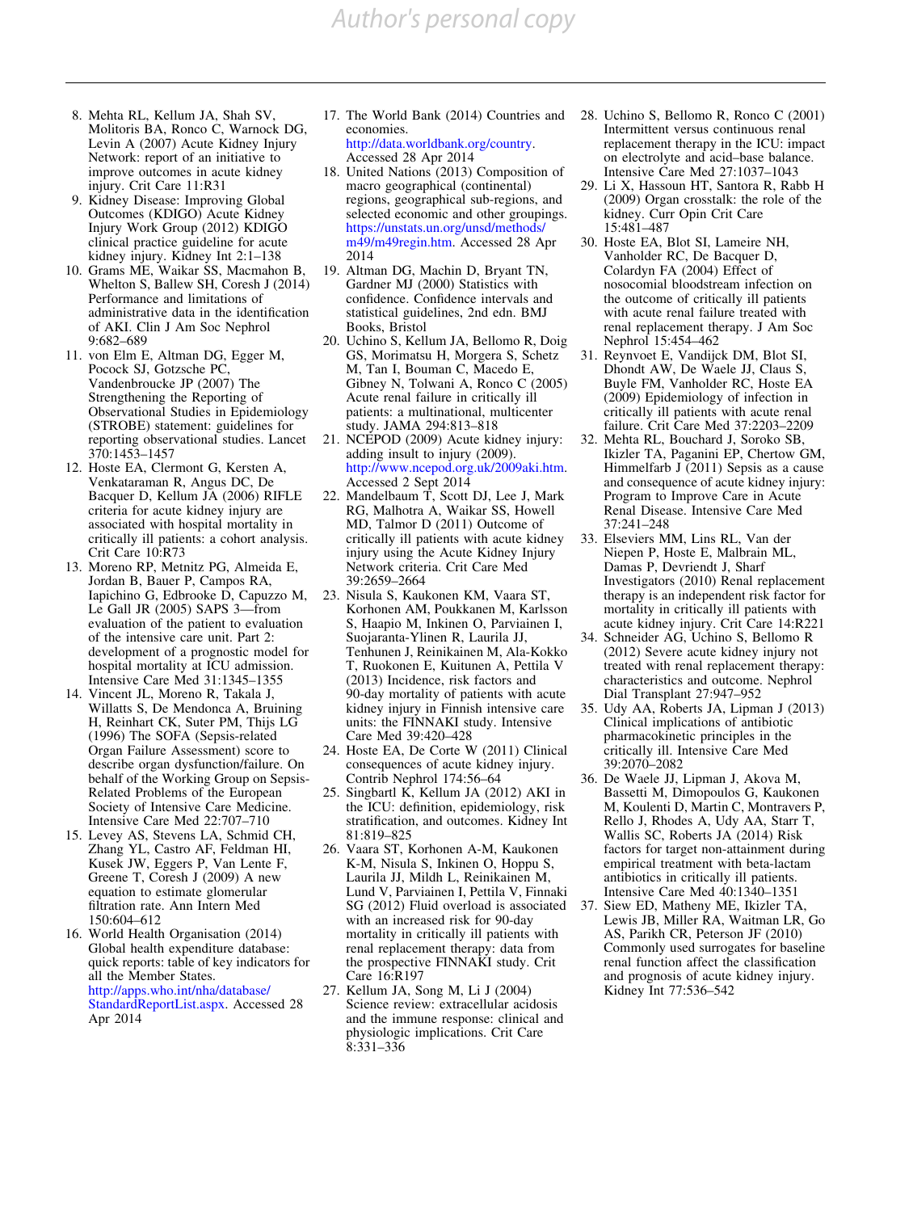8. Mehta RL, Kellum JA, Shah SV, Molitoris BA, Ronco C, Warnock DG, Levin A (2007) Acute Kidney Injury Network: report of an initiative to improve outcomes in acute kidney injury. Crit Care 11:R31
9. Kidney Disease: Improving Global Outcomes (KDIGO) Acute Kidney Injury Work Group (2012) KDIGO clinical practice guideline for acute kidney injury. Kidney Int 2:1–138
10. Grams ME, Waikar SS, Macmahon B, Whelton S, Ballew SH, Coresh J (2014) Performance and limitations of administrative data in the identification of AKI. Clin J Am Soc Nephrol 9:682–689
11. von Elm E, Altman DG, Egger M, Pocock SJ, Gotzsche PC, Vandenbroucke JP (2007) The Strengthening the Reporting of Observational Studies in Epidemiology (STROBE) statement: guidelines for reporting observational studies. Lancet 370:1453–1457
12. Hoste EA, Clermont G, Kersten A, Venkataraman R, Angus DC, De Bacquer D, Kellum JA (2006) RIFLE criteria for acute kidney injury are associated with hospital mortality in critically ill patients: a cohort analysis. Crit Care 10:R73
13. Moreno RP, Metnitz PG, Almeida E, Jordan B, Bauer P, Campos RA, Iapichino G, Edbrooke D, Capuzzo M, Le Gall JR (2005) SAPS 3—from evaluation of the patient to evaluation of the intensive care unit. Part 2: development of a prognostic model for hospital mortality at ICU admission. Intensive Care Med 31:1345–1355
14. Vincent JL, Moreno R, Takala J, Willatts S, De Mendonca A, Bruining H, Reinhart CK, Suter PM, Thijs LG (1996) The SOFA (Sepsis-related Organ Failure Assessment) score to describe organ dysfunction/failure. On behalf of the Working Group on Sepsis-Related Problems of the European Society of Intensive Care Medicine. Intensive Care Med 22:707–710
15. Levey AS, Stevens LA, Schmid CH, Zhang YL, Castro AF, Feldman HI, Kusek JW, Eggers P, Van Lente F, Greene T, Coresh J (2009) A new equation to estimate glomerular filtration rate. Ann Intern Med 150:604–612
16. World Health Organisation (2014) Global health expenditure database: quick reports: table of key indicators for all the Member States. http://apps.who.int/nha/database/StandardReportList.aspx. Accessed 28 Apr 2014
17. The World Bank (2014) Countries and economies. http://data.worldbank.org/country. Accessed 28 Apr 2014
18. United Nations (2013) Composition of macro geographical (continental) regions, geographical sub-regions, and selected economic and other groupings. https://unstats.un.org/unsd/methods/m49/m49regin.htm. Accessed 28 Apr 2014
19. Altman DG, Machin D, Bryant TN, Gardner MJ (2000) Statistics with confidence. Confidence intervals and statistical guidelines, 2nd edn. BMJ Books, Bristol
20. Uchino S, Kellum JA, Bellomo R, Doig GS, Morimatsu H, Morgera S, Schetz M, Tan I, Bouman C, Macedo E, Gibney N, Tolwani A, Ronco C (2005) Acute renal failure in critically ill patients: a multinational, multicenter study. JAMA 294:813–818
21. NCEPOD (2009) Acute kidney injury: adding insult to injury (2009). http://www.ncepod.org.uk/2009aki.htm. Accessed 2 Sept 2014
22. Mandelbaum T, Scott DJ, Lee J, Mark RG, Malhotra A, Waikar SS, Howell MD, Talmor D (2011) Outcome of critically ill patients with acute kidney injury using the Acute Kidney Injury Network criteria. Crit Care Med 39:2659–2664
23. Nisula S, Kaukonen KM, Vaara ST, Korhonen AM, Poukkanen M, Karlsson S, Haapio M, Inkinen O, Parviainen I, Suojaranta-Ylinen R, Laurila JJ, Tenhunen J, Reinikainen M, Ala-Kokko T, Ruokonen E, Kuitunen A, Pettila V (2013) Incidence, risk factors and 90-day mortality of patients with acute kidney injury in Finnish intensive care units: the FINNAKI study. Intensive Care Med 39:420–428
24. Hoste EA, De Corte W (2011) Clinical consequences of acute kidney injury. Contrib Nephrol 174:56–64
25. Singbartl K, Kellum JA (2012) AKI in the ICU: definition, epidemiology, risk stratification, and outcomes. Kidney Int 81:819–825
26. Vaara ST, Korhonen A-M, Kaukonen K-M, Nisula S, Inkinen O, Hoppu S, Laurila JJ, Mildh L, Reinikainen M, Lund V, Parviainen I, Pettila V, Finnaki SG (2012) Fluid overload is associated with an increased risk for 90-day mortality in critically ill patients with renal replacement therapy: data from the prospective FINNAKI study. Crit Care 16:R197
27. Kellum JA, Song M, Li J (2004) Science review: extracellular acidosis and the immune response: clinical and physiologic implications. Crit Care 8:331–336
28. Uchino S, Bellomo R, Ronco C (2001) Intermittent versus continuous renal replacement therapy in the ICU: impact on electrolyte and acid–base balance. Intensive Care Med 27:1037–1043
29. Li X, Hassoun HT, Santora R, Rabb H (2009) Organ crosstalk: the role of the kidney. Curr Opin Crit Care 15:481–487
30. Hoste EA, Blot SI, Lameire NH, Vanholder RC, De Bacquer D, Colardyn FA (2004) Effect of nosocomial bloodstream infection on the outcome of critically ill patients with acute renal failure treated with renal replacement therapy. J Am Soc Nephrol 15:454–462
31. Reynvoet E, Vandijck DM, Blot SI, Dhondt AW, De Waele JJ, Claus S, Buyle FM, Vanholder RC, Hoste EA (2009) Epidemiology of infection in critically ill patients with acute renal failure. Crit Care Med 37:2203–2209
32. Mehta RL, Bouchard J, Soroko SB, Ikizler TA, Paganini EP, Chertow GM, Himmelfarb J (2011) Sepsis as a cause and consequence of acute kidney injury: Program to Improve Care in Acute Renal Disease. Intensive Care Med 37:241–248
33. Elseviers MM, Lins RL, Van der Niepen P, Hoste E, Malbrain ML, Damas P, Devriendt J, Sharf Investigators (2010) Renal replacement therapy is an independent risk factor for mortality in critically ill patients with acute kidney injury. Crit Care 14:R221
34. Schneider AG, Uchino S, Bellomo R (2012) Severe acute kidney injury not treated with renal replacement therapy: characteristics and outcome. Nephrol Dial Transplant 27:947–952
35. Udy AA, Roberts JA, Lipman J (2013) Clinical implications of antibiotic pharmacokinetic principles in the critically ill. Intensive Care Med 39:2070–2082
36. De Waele JJ, Lipman J, Akova M, Bassetti M, Dimopoulos G, Kaukonen M, Koulenti D, Martin C, Montravers P, Rello J, Rhodes A, Udy AA, Starr T, Wallis SC, Roberts JA (2014) Risk factors for target non-attainment during empirical treatment with beta-lactam antibiotics in critically ill patients. Intensive Care Med 40:1340–1351
37. Siew ED, Matheny ME, Ikizler TA, Lewis JB, Miller RA, Waitman LR, Go AS, Parikh CR, Peterson JF (2010) Commonly used surrogates for baseline renal function affect the classification and prognosis of acute kidney injury. Kidney Int 77:536–542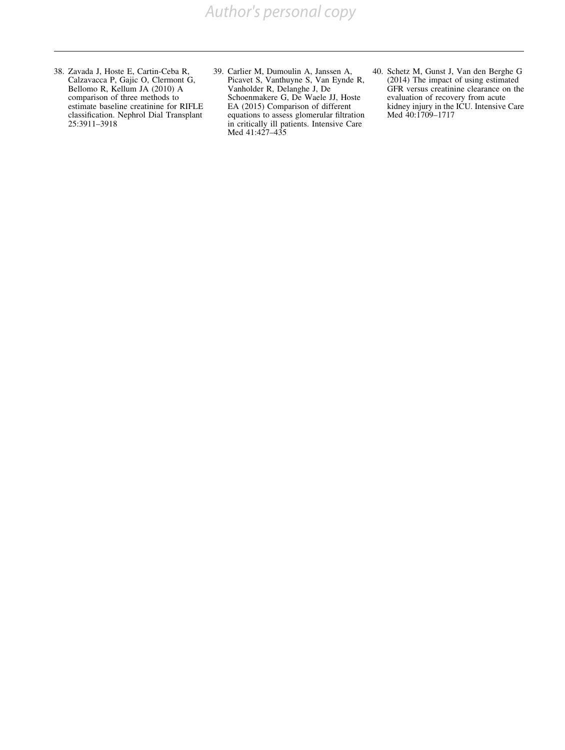38. Zavada J, Hoste E, Cartin-Ceba R, Calzavacca P, Gajic O, Clermont G, Bellomo R, Kellum JA (2010) A comparison of three methods to estimate baseline creatinine for RIFLE classification. Nephrol Dial Transplant 25:3911–3918
39. Carlier M, Dumoulin A, Janssen A, Picavet S, Vanthuyne S, Van Eynde R, Vanholder R, Delanghe J, De Schoenmakere G, De Waele JJ, Hoste EA (2015) Comparison of different equations to assess glomerular filtration in critically ill patients. Intensive Care Med 41:427–435
40. Schetz M, Gunst J, Van den Berghe G (2014) The impact of using estimated GFR versus creatinine clearance on the evaluation of recovery from acute kidney injury in the ICU. Intensive Care Med 40:1709–1717